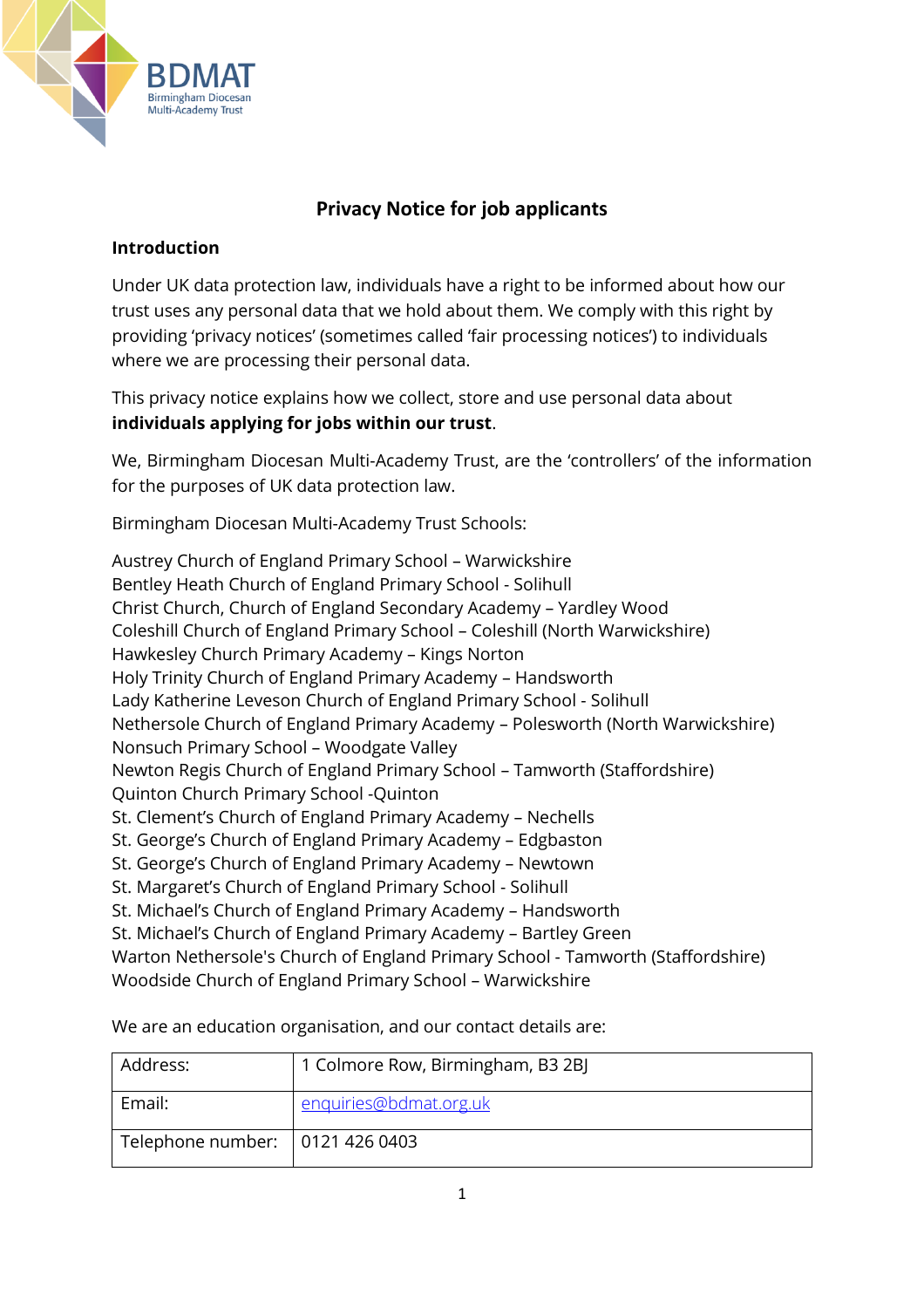BDMAT
Birmingham Diocesan
Multi-Academy Trust

# Privacy Notice for job applicants

## Introduction

Under UK data protection law, individuals have a right to be informed about how our trust uses any personal data that we hold about them. We comply with this right by providing 'privacy notices' (sometimes called 'fair processing notices') to individuals where we are processing their personal data.

This privacy notice explains how we collect, store and use personal data about **individuals applying for jobs within our trust**.

We, Birmingham Diocesan Multi-Academy Trust, are the 'controllers' of the information for the purposes of UK data protection law.

Birmingham Diocesan Multi-Academy Trust Schools:

Austrey Church of England Primary School – Warwickshire
Bentley Heath Church of England Primary School - Solihull
Christ Church, Church of England Secondary Academy – Yardley Wood
Coleshill Church of England Primary School – Coleshill (North Warwickshire)
Hawkesley Church Primary Academy – Kings Norton
Holy Trinity Church of England Primary Academy – Handsworth
Lady Katherine Leveson Church of England Primary School - Solihull
Nethersole Church of England Primary Academy – Polesworth (North Warwickshire)
Nonsuch Primary School – Woodgate Valley
Newton Regis Church of England Primary School – Tamworth (Staffordshire)
Quinton Church Primary School -Quinton
St. Clement's Church of England Primary Academy – Nechells
St. George's Church of England Primary Academy – Edgbaston
St. George's Church of England Primary Academy – Newtown
St. Margaret's Church of England Primary School - Solihull
St. Michael's Church of England Primary Academy – Handsworth
St. Michael's Church of England Primary Academy – Bartley Green
Warton Nethersole's Church of England Primary School - Tamworth (Staffordshire)
Woodside Church of England Primary School – Warwickshire

We are an education organisation, and our contact details are:

| | |
|---|---|
| Address: | 1 Colmore Row, Birmingham, B3 2BJ |
| Email: | enquiries@bdmat.org.uk |
| Telephone number: | 0121 426 0403 |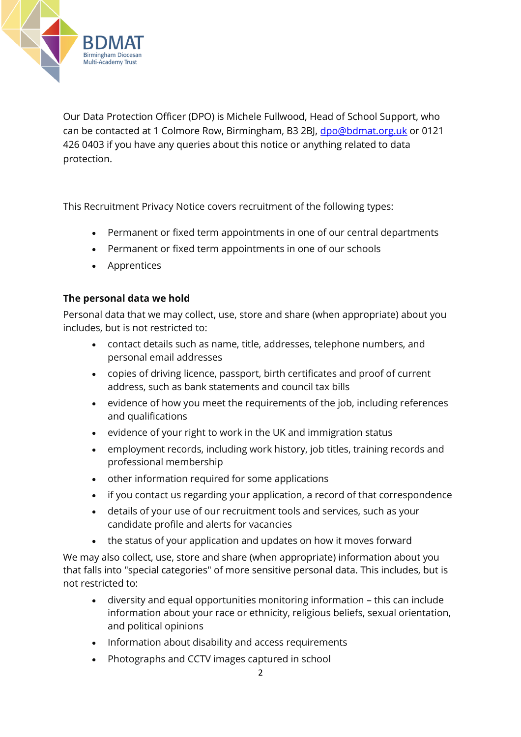Our Data Protection Officer (DPO) is Michele Fullwood, Head of School Support, who can be contacted at 1 Colmore Row, Birmingham, B3 2BJ, dpo@bdmat.org.uk or 0121 426 0403 if you have any queries about this notice or anything related to data protection.

This Recruitment Privacy Notice covers recruitment of the following types:

- Permanent or fixed term appointments in one of our central departments
- Permanent or fixed term appointments in one of our schools
- Apprentices

**The personal data we hold**

Personal data that we may collect, use, store and share (when appropriate) about you includes, but is not restricted to:

- contact details such as name, title, addresses, telephone numbers, and personal email addresses
- copies of driving licence, passport, birth certificates and proof of current address, such as bank statements and council tax bills
- evidence of how you meet the requirements of the job, including references and qualifications
- evidence of your right to work in the UK and immigration status
- employment records, including work history, job titles, training records and professional membership
- other information required for some applications
- if you contact us regarding your application, a record of that correspondence
- details of your use of our recruitment tools and services, such as your candidate profile and alerts for vacancies
- the status of your application and updates on how it moves forward

We may also collect, use, store and share (when appropriate) information about you that falls into "special categories" of more sensitive personal data. This includes, but is not restricted to:

- diversity and equal opportunities monitoring information – this can include information about your race or ethnicity, religious beliefs, sexual orientation, and political opinions
- Information about disability and access requirements
- Photographs and CCTV images captured in school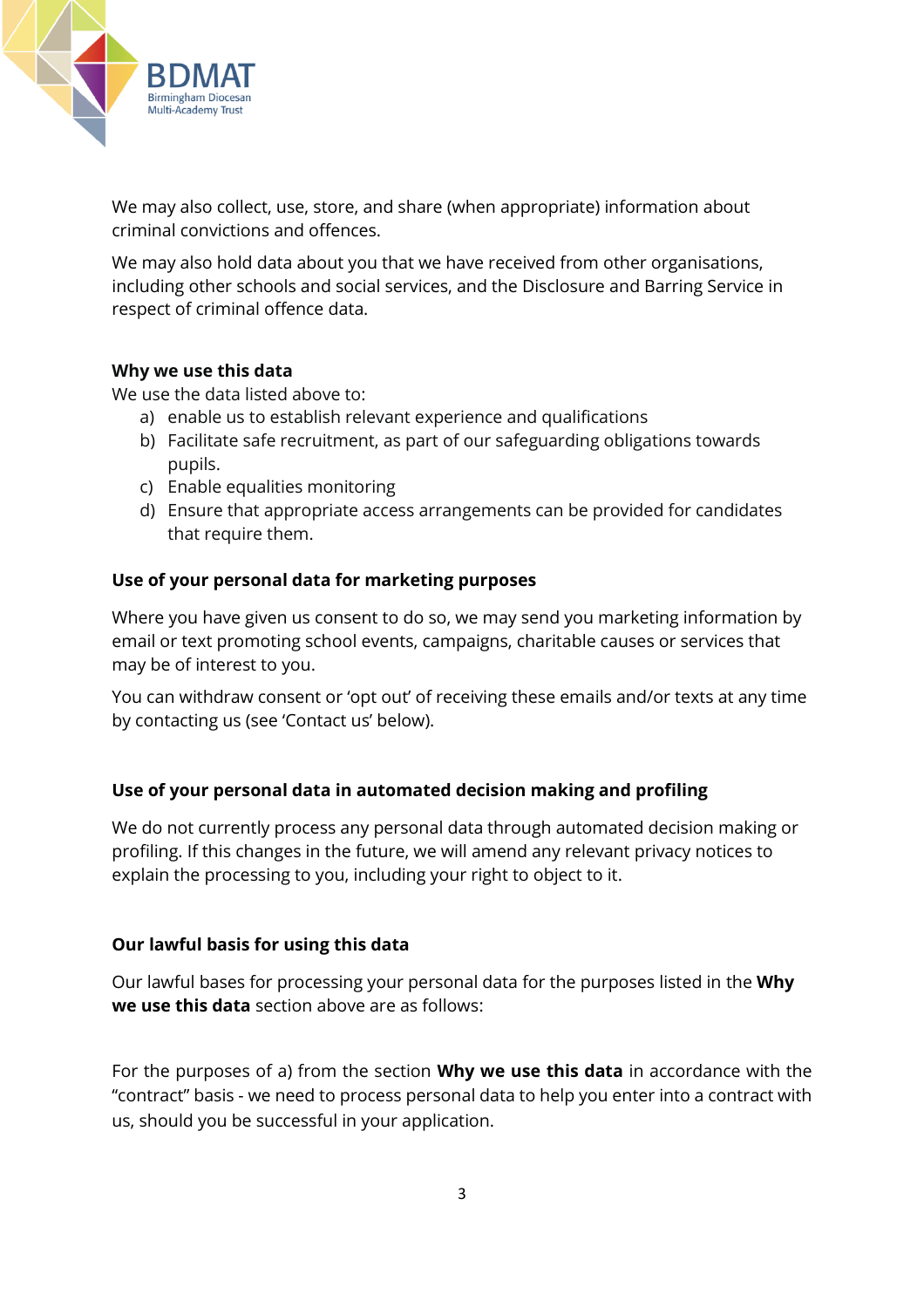We may also collect, use, store, and share (when appropriate) information about criminal convictions and offences.

We may also hold data about you that we have received from other organisations, including other schools and social services, and the Disclosure and Barring Service in respect of criminal offence data.

**Why we use this data**

We use the data listed above to:

a) enable us to establish relevant experience and qualifications
b) Facilitate safe recruitment, as part of our safeguarding obligations towards pupils.
c) Enable equalities monitoring
d) Ensure that appropriate access arrangements can be provided for candidates that require them.

**Use of your personal data for marketing purposes**

Where you have given us consent to do so, we may send you marketing information by email or text promoting school events, campaigns, charitable causes or services that may be of interest to you.

You can withdraw consent or 'opt out' of receiving these emails and/or texts at any time by contacting us (see 'Contact us' below).

**Use of your personal data in automated decision making and profiling**

We do not currently process any personal data through automated decision making or profiling. If this changes in the future, we will amend any relevant privacy notices to explain the processing to you, including your right to object to it.

**Our lawful basis for using this data**

Our lawful bases for processing your personal data for the purposes listed in the **Why we use this data** section above are as follows:

For the purposes of a) from the section **Why we use this data** in accordance with the "contract" basis - we need to process personal data to help you enter into a contract with us, should you be successful in your application.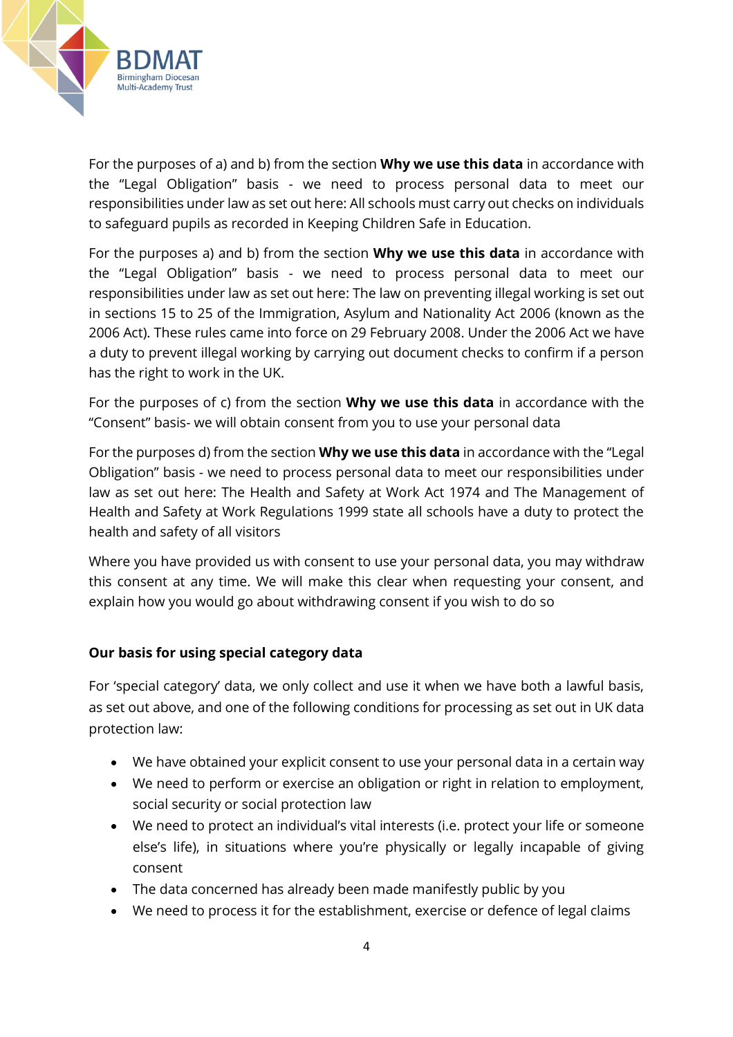For the purposes of a) and b) from the section **Why we use this data** in accordance with the "Legal Obligation" basis - we need to process personal data to meet our responsibilities under law as set out here: All schools must carry out checks on individuals to safeguard pupils as recorded in Keeping Children Safe in Education.

For the purposes a) and b) from the section **Why we use this data** in accordance with the "Legal Obligation" basis - we need to process personal data to meet our responsibilities under law as set out here: The law on preventing illegal working is set out in sections 15 to 25 of the Immigration, Asylum and Nationality Act 2006 (known as the 2006 Act). These rules came into force on 29 February 2008. Under the 2006 Act we have a duty to prevent illegal working by carrying out document checks to confirm if a person has the right to work in the UK.

For the purposes of c) from the section **Why we use this data** in accordance with the "Consent" basis- we will obtain consent from you to use your personal data

For the purposes d) from the section **Why we use this data** in accordance with the "Legal Obligation" basis - we need to process personal data to meet our responsibilities under law as set out here: The Health and Safety at Work Act 1974 and The Management of Health and Safety at Work Regulations 1999 state all schools have a duty to protect the health and safety of all visitors

Where you have provided us with consent to use your personal data, you may withdraw this consent at any time. We will make this clear when requesting your consent, and explain how you would go about withdrawing consent if you wish to do so

**Our basis for using special category data**

For 'special category' data, we only collect and use it when we have both a lawful basis, as set out above, and one of the following conditions for processing as set out in UK data protection law:

- We have obtained your explicit consent to use your personal data in a certain way
- We need to perform or exercise an obligation or right in relation to employment, social security or social protection law
- We need to protect an individual's vital interests (i.e. protect your life or someone else's life), in situations where you're physically or legally incapable of giving consent
- The data concerned has already been made manifestly public by you
- We need to process it for the establishment, exercise or defence of legal claims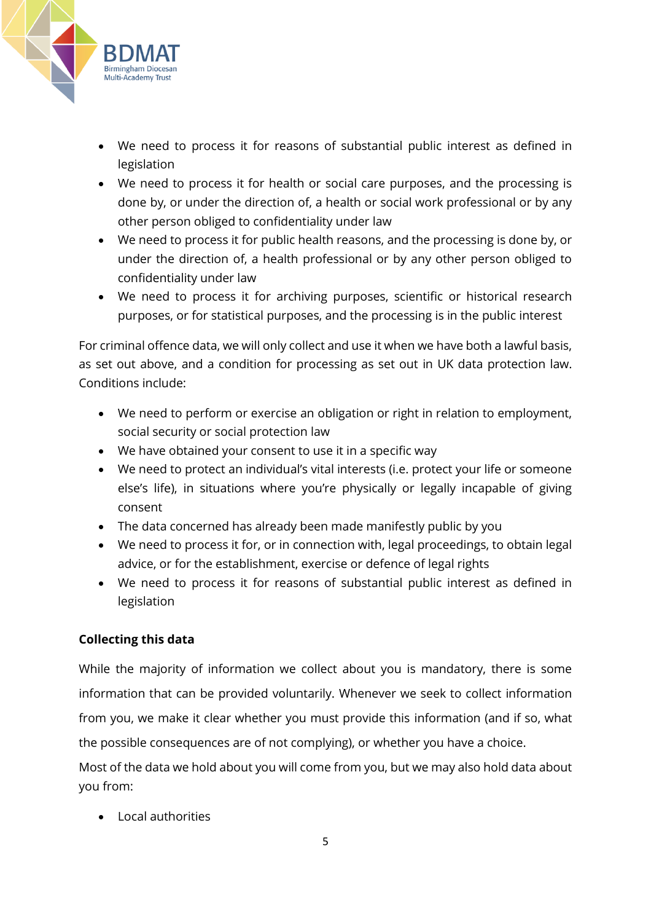- We need to process it for reasons of substantial public interest as defined in legislation
- We need to process it for health or social care purposes, and the processing is done by, or under the direction of, a health or social work professional or by any other person obliged to confidentiality under law
- We need to process it for public health reasons, and the processing is done by, or under the direction of, a health professional or by any other person obliged to confidentiality under law
- We need to process it for archiving purposes, scientific or historical research purposes, or for statistical purposes, and the processing is in the public interest

For criminal offence data, we will only collect and use it when we have both a lawful basis, as set out above, and a condition for processing as set out in UK data protection law. Conditions include:

- We need to perform or exercise an obligation or right in relation to employment, social security or social protection law
- We have obtained your consent to use it in a specific way
- We need to protect an individual's vital interests (i.e. protect your life or someone else's life), in situations where you're physically or legally incapable of giving consent
- The data concerned has already been made manifestly public by you
- We need to process it for, or in connection with, legal proceedings, to obtain legal advice, or for the establishment, exercise or defence of legal rights
- We need to process it for reasons of substantial public interest as defined in legislation

**Collecting this data**

While the majority of information we collect about you is mandatory, there is some information that can be provided voluntarily. Whenever we seek to collect information from you, we make it clear whether you must provide this information (and if so, what the possible consequences are of not complying), or whether you have a choice.

Most of the data we hold about you will come from you, but we may also hold data about you from:

- Local authorities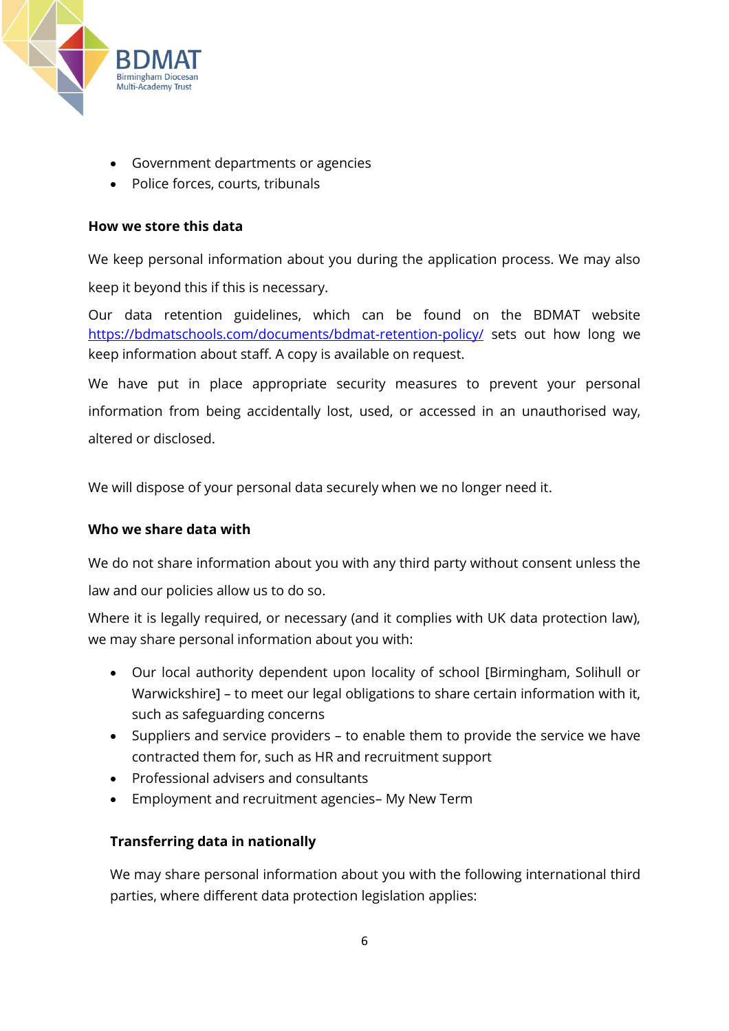- Government departments or agencies
- Police forces, courts, tribunals

**How we store this data**

We keep personal information about you during the application process. We may also keep it beyond this if this is necessary.

Our data retention guidelines, which can be found on the BDMAT website [https://bdmatschools.com/documents/bdmat-retention-policy/](https://bdmatschools.com/documents/bdmat-retention-policy/) sets out how long we keep information about staff. A copy is available on request.

We have put in place appropriate security measures to prevent your personal information from being accidentally lost, used, or accessed in an unauthorised way, altered or disclosed.

We will dispose of your personal data securely when we no longer need it.

**Who we share data with**

We do not share information about you with any third party without consent unless the law and our policies allow us to do so.

Where it is legally required, or necessary (and it complies with UK data protection law), we may share personal information about you with:

- Our local authority dependent upon locality of school [Birmingham, Solihull or Warwickshire] – to meet our legal obligations to share certain information with it, such as safeguarding concerns
- Suppliers and service providers – to enable them to provide the service we have contracted them for, such as HR and recruitment support
- Professional advisers and consultants
- Employment and recruitment agencies– My New Term

**Transferring data in nationally**

We may share personal information about you with the following international third parties, where different data protection legislation applies: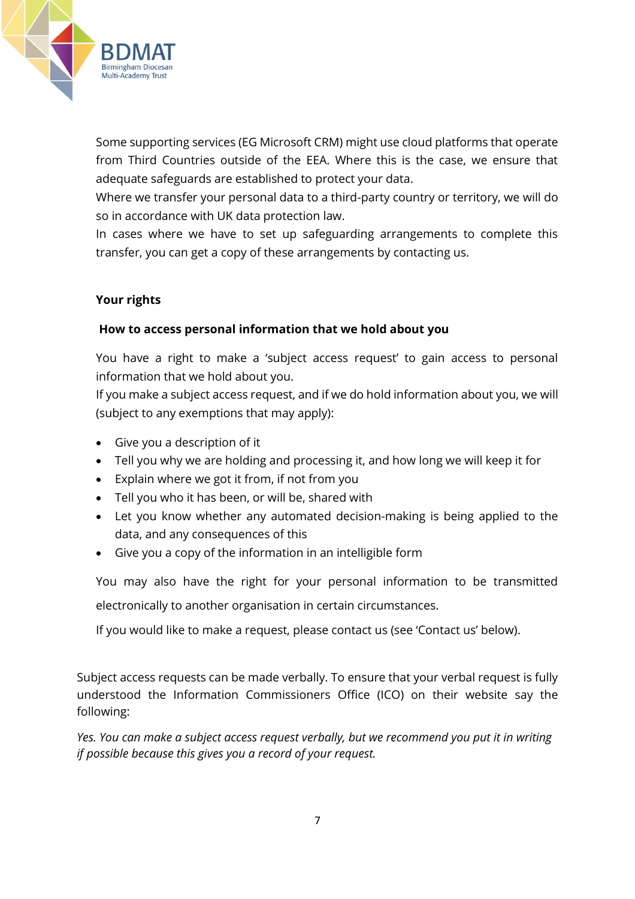Some supporting services (EG Microsoft CRM) might use cloud platforms that operate from Third Countries outside of the EEA. Where this is the case, we ensure that adequate safeguards are established to protect your data.

Where we transfer your personal data to a third-party country or territory, we will do so in accordance with UK data protection law.

In cases where we have to set up safeguarding arrangements to complete this transfer, you can get a copy of these arrangements by contacting us.

## Your rights

### How to access personal information that we hold about you

You have a right to make a 'subject access request' to gain access to personal information that we hold about you.

If you make a subject access request, and if we do hold information about you, we will (subject to any exemptions that may apply):

- Give you a description of it
- Tell you why we are holding and processing it, and how long we will keep it for
- Explain where we got it from, if not from you
- Tell you who it has been, or will be, shared with
- Let you know whether any automated decision-making is being applied to the data, and any consequences of this
- Give you a copy of the information in an intelligible form

You may also have the right for your personal information to be transmitted electronically to another organisation in certain circumstances.

If you would like to make a request, please contact us (see 'Contact us' below).

Subject access requests can be made verbally. To ensure that your verbal request is fully understood the Information Commissioners Office (ICO) on their website say the following:

*Yes. You can make a subject access request verbally, but we recommend you put it in writing if possible because this gives you a record of your request.*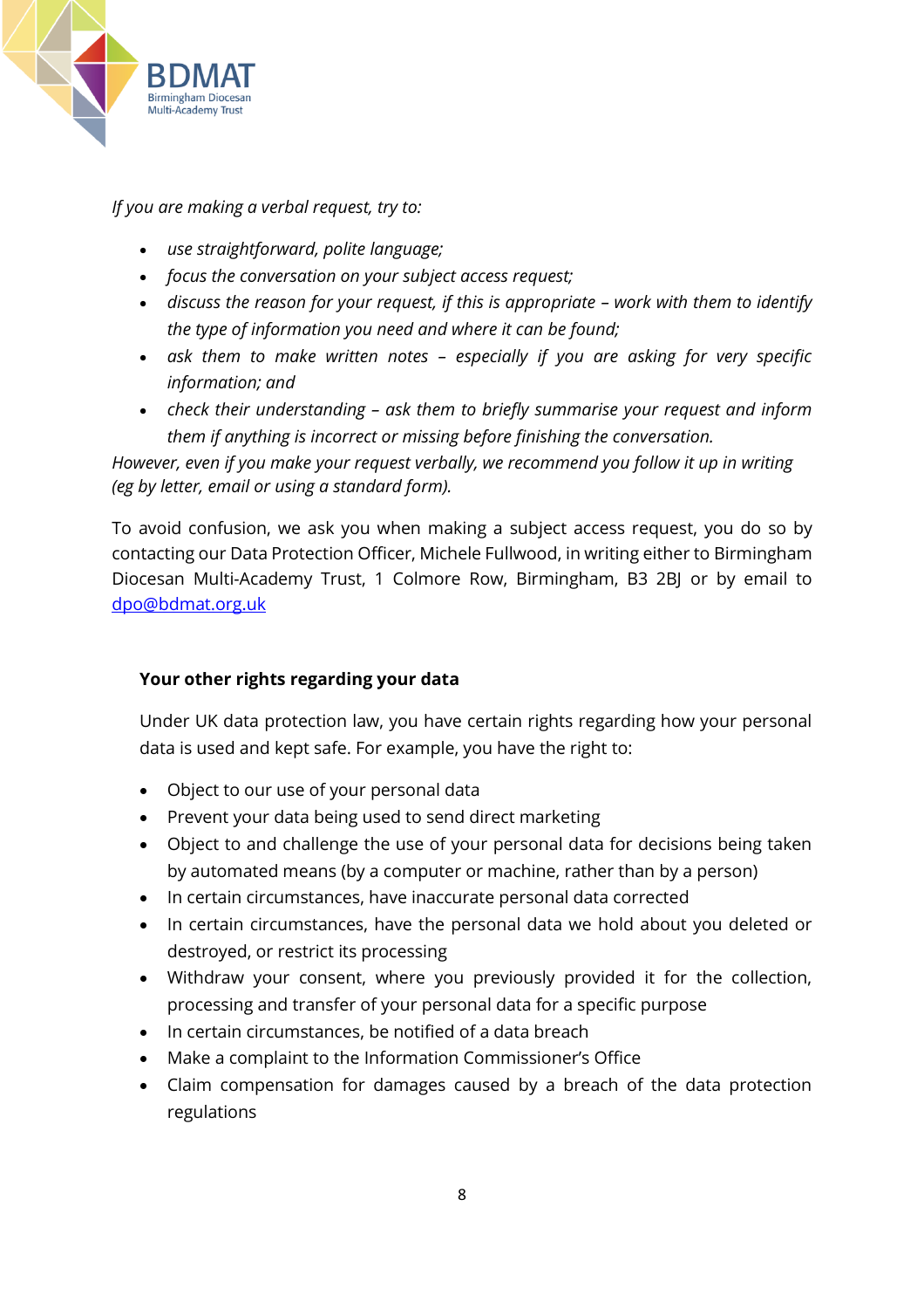*If you are making a verbal request, try to:*

- *use straightforward, polite language;*
- *focus the conversation on your subject access request;*
- *discuss the reason for your request, if this is appropriate – work with them to identify the type of information you need and where it can be found;*
- *ask them to make written notes – especially if you are asking for very specific information; and*
- *check their understanding – ask them to briefly summarise your request and inform them if anything is incorrect or missing before finishing the conversation.*

*However, even if you make your request verbally, we recommend you follow it up in writing (eg by letter, email or using a standard form).*

To avoid confusion, we ask you when making a subject access request, you do so by contacting our Data Protection Officer, Michele Fullwood, in writing either to Birmingham Diocesan Multi-Academy Trust, 1 Colmore Row, Birmingham, B3 2BJ or by email to dpo@bdmat.org.uk

**Your other rights regarding your data**

Under UK data protection law, you have certain rights regarding how your personal data is used and kept safe. For example, you have the right to:

- Object to our use of your personal data
- Prevent your data being used to send direct marketing
- Object to and challenge the use of your personal data for decisions being taken by automated means (by a computer or machine, rather than by a person)
- In certain circumstances, have inaccurate personal data corrected
- In certain circumstances, have the personal data we hold about you deleted or destroyed, or restrict its processing
- Withdraw your consent, where you previously provided it for the collection, processing and transfer of your personal data for a specific purpose
- In certain circumstances, be notified of a data breach
- Make a complaint to the Information Commissioner's Office
- Claim compensation for damages caused by a breach of the data protection regulations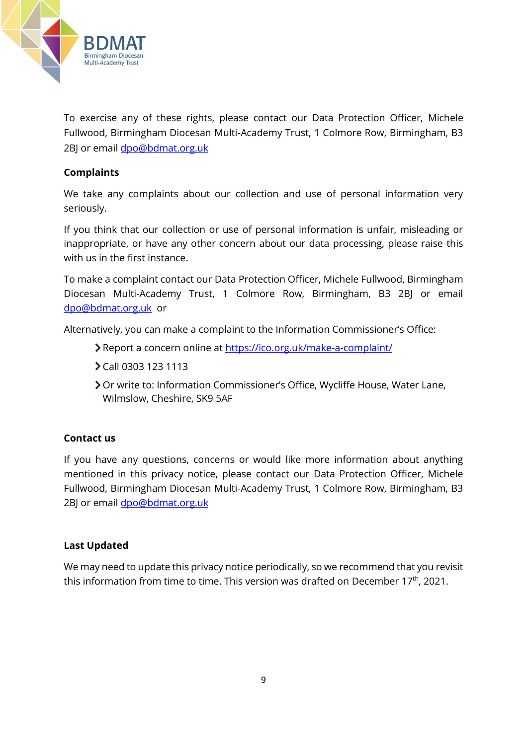To exercise any of these rights, please contact our Data Protection Officer, Michele Fullwood, Birmingham Diocesan Multi-Academy Trust, 1 Colmore Row, Birmingham, B3 2BJ or email dpo@bdmat.org.uk

**Complaints**

We take any complaints about our collection and use of personal information very seriously.

If you think that our collection or use of personal information is unfair, misleading or inappropriate, or have any other concern about our data processing, please raise this with us in the first instance.

To make a complaint contact our Data Protection Officer, Michele Fullwood, Birmingham Diocesan Multi-Academy Trust, 1 Colmore Row, Birmingham, B3 2BJ or email dpo@bdmat.org.uk or

Alternatively, you can make a complaint to the Information Commissioner's Office:

- Report a concern online at https://ico.org.uk/make-a-complaint/
- Call 0303 123 1113
- Or write to: Information Commissioner's Office, Wycliffe House, Water Lane, Wilmslow, Cheshire, SK9 5AF

**Contact us**

If you have any questions, concerns or would like more information about anything mentioned in this privacy notice, please contact our Data Protection Officer, Michele Fullwood, Birmingham Diocesan Multi-Academy Trust, 1 Colmore Row, Birmingham, B3 2BJ or email dpo@bdmat.org.uk

**Last Updated**

We may need to update this privacy notice periodically, so we recommend that you revisit this information from time to time. This version was drafted on December 17th, 2021.